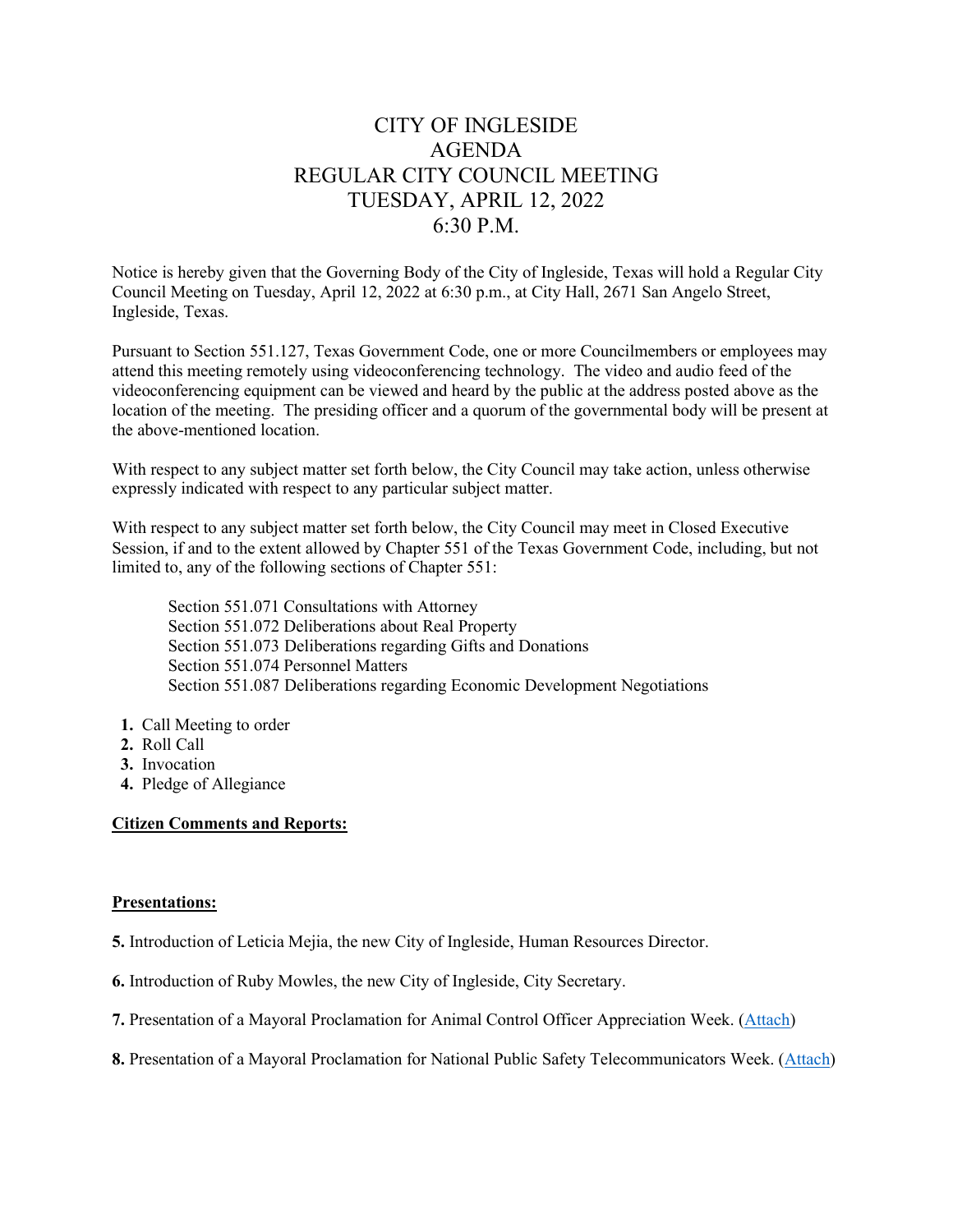# CITY OF INGLESIDE
# AGENDA
# REGULAR CITY COUNCIL MEETING
# TUESDAY, APRIL 12, 2022
# 6:30 P.M.

Notice is hereby given that the Governing Body of the City of Ingleside, Texas will hold a Regular City Council Meeting on Tuesday, April 12, 2022 at 6:30 p.m., at City Hall, 2671 San Angelo Street, Ingleside, Texas.

Pursuant to Section 551.127, Texas Government Code, one or more Councilmembers or employees may attend this meeting remotely using videoconferencing technology. The video and audio feed of the videoconferencing equipment can be viewed and heard by the public at the address posted above as the location of the meeting. The presiding officer and a quorum of the governmental body will be present at the above-mentioned location.

With respect to any subject matter set forth below, the City Council may take action, unless otherwise expressly indicated with respect to any particular subject matter.

With respect to any subject matter set forth below, the City Council may meet in Closed Executive Session, if and to the extent allowed by Chapter 551 of the Texas Government Code, including, but not limited to, any of the following sections of Chapter 551:

Section 551.071 Consultations with Attorney
Section 551.072 Deliberations about Real Property
Section 551.073 Deliberations regarding Gifts and Donations
Section 551.074 Personnel Matters
Section 551.087 Deliberations regarding Economic Development Negotiations

1. Call Meeting to order
2. Roll Call
3. Invocation
4. Pledge of Allegiance

**Citizen Comments and Reports:**

**Presentations:**

**5.** Introduction of Leticia Mejia, the new City of Ingleside, Human Resources Director.

**6.** Introduction of Ruby Mowles, the new City of Ingleside, City Secretary.

**7.** Presentation of a Mayoral Proclamation for Animal Control Officer Appreciation Week. (Attach)

**8.** Presentation of a Mayoral Proclamation for National Public Safety Telecommunicators Week. (Attach)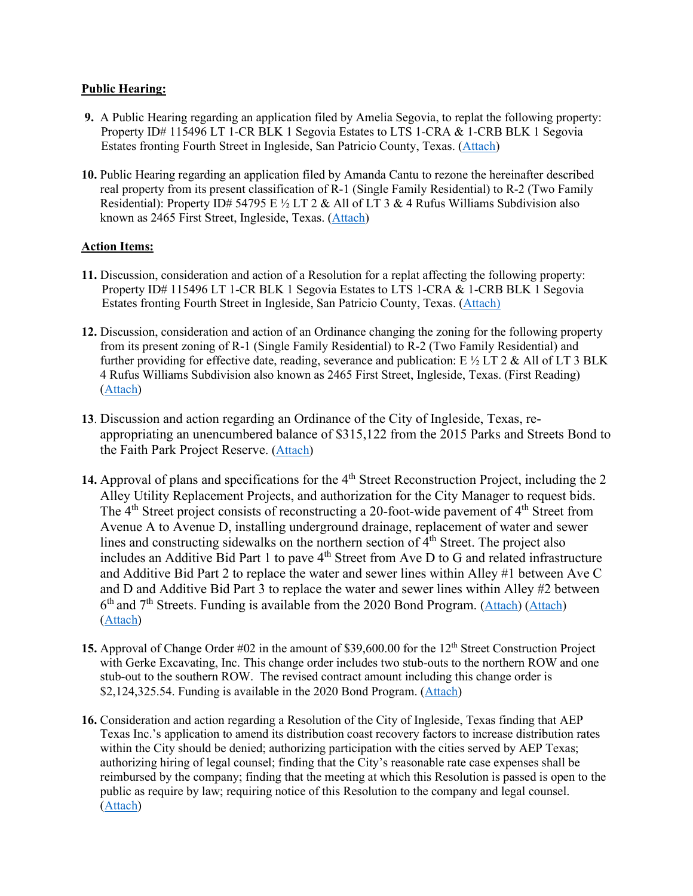**Public Hearing:**

9. A Public Hearing regarding an application filed by Amelia Segovia, to replat the following property: Property ID# 115496 LT 1-CR BLK 1 Segovia Estates to LTS 1-CRA & 1-CRB BLK 1 Segovia Estates fronting Fourth Street in Ingleside, San Patricio County, Texas. (Attach)

10. Public Hearing regarding an application filed by Amanda Cantu to rezone the hereinafter described real property from its present classification of R-1 (Single Family Residential) to R-2 (Two Family Residential): Property ID# 54795 E ½ LT 2 & All of LT 3 & 4 Rufus Williams Subdivision also known as 2465 First Street, Ingleside, Texas. (Attach)

**Action Items:**

11. Discussion, consideration and action of a Resolution for a replat affecting the following property: Property ID# 115496 LT 1-CR BLK 1 Segovia Estates to LTS 1-CRA & 1-CRB BLK 1 Segovia Estates fronting Fourth Street in Ingleside, San Patricio County, Texas. (Attach)

12. Discussion, consideration and action of an Ordinance changing the zoning for the following property from its present zoning of R-1 (Single Family Residential) to R-2 (Two Family Residential) and further providing for effective date, reading, severance and publication: E ½ LT 2 & All of LT 3 BLK 4 Rufus Williams Subdivision also known as 2465 First Street, Ingleside, Texas. (First Reading) (Attach)

13. Discussion and action regarding an Ordinance of the City of Ingleside, Texas, re-appropriating an unencumbered balance of $315,122 from the 2015 Parks and Streets Bond to the Faith Park Project Reserve. (Attach)

14. Approval of plans and specifications for the 4th Street Reconstruction Project, including the 2 Alley Utility Replacement Projects, and authorization for the City Manager to request bids. The 4th Street project consists of reconstructing a 20-foot-wide pavement of 4th Street from Avenue A to Avenue D, installing underground drainage, replacement of water and sewer lines and constructing sidewalks on the northern section of 4th Street. The project also includes an Additive Bid Part 1 to pave 4th Street from Ave D to G and related infrastructure and Additive Bid Part 2 to replace the water and sewer lines within Alley #1 between Ave C and D and Additive Bid Part 3 to replace the water and sewer lines within Alley #2 between 6th and 7th Streets. Funding is available from the 2020 Bond Program. (Attach) (Attach) (Attach)

15. Approval of Change Order #02 in the amount of $39,600.00 for the 12th Street Construction Project with Gerke Excavating, Inc. This change order includes two stub-outs to the northern ROW and one stub-out to the southern ROW. The revised contract amount including this change order is $2,124,325.54. Funding is available in the 2020 Bond Program. (Attach)

16. Consideration and action regarding a Resolution of the City of Ingleside, Texas finding that AEP Texas Inc.'s application to amend its distribution coast recovery factors to increase distribution rates within the City should be denied; authorizing participation with the cities served by AEP Texas; authorizing hiring of legal counsel; finding that the City's reasonable rate case expenses shall be reimbursed by the company; finding that the meeting at which this Resolution is passed is open to the public as require by law; requiring notice of this Resolution to the company and legal counsel. (Attach)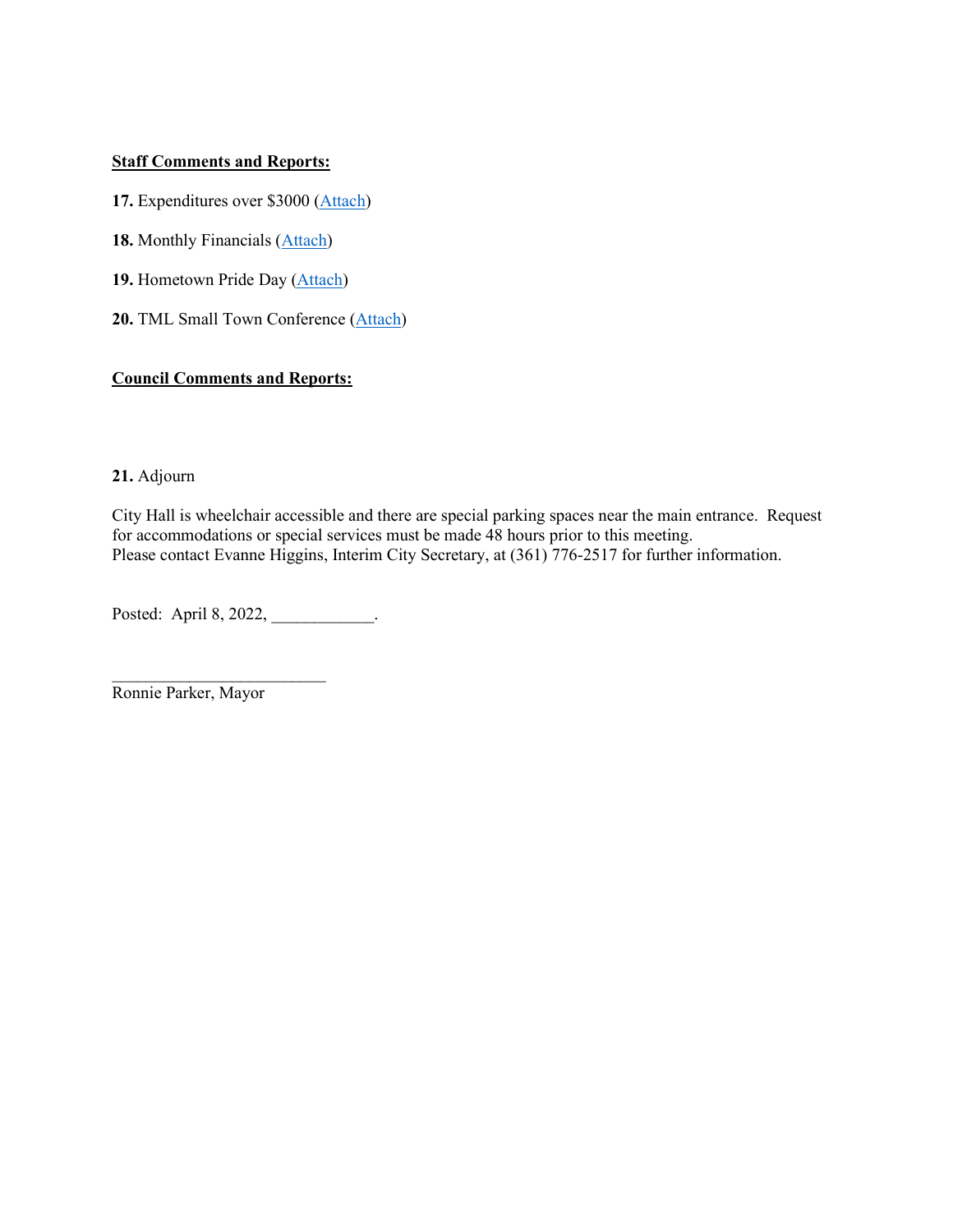**Staff Comments and Reports:**

**17.** Expenditures over $3000 (Attach)

**18.** Monthly Financials (Attach)

**19.** Hometown Pride Day (Attach)

**20.** TML Small Town Conference (Attach)

**Council Comments and Reports:**

**21.** Adjourn

City Hall is wheelchair accessible and there are special parking spaces near the main entrance. Request for accommodations or special services must be made 48 hours prior to this meeting.
Please contact Evanne Higgins, Interim City Secretary, at (361) 776-2517 for further information.

Posted: April 8, 2022, ____________.

_________________________
Ronnie Parker, Mayor